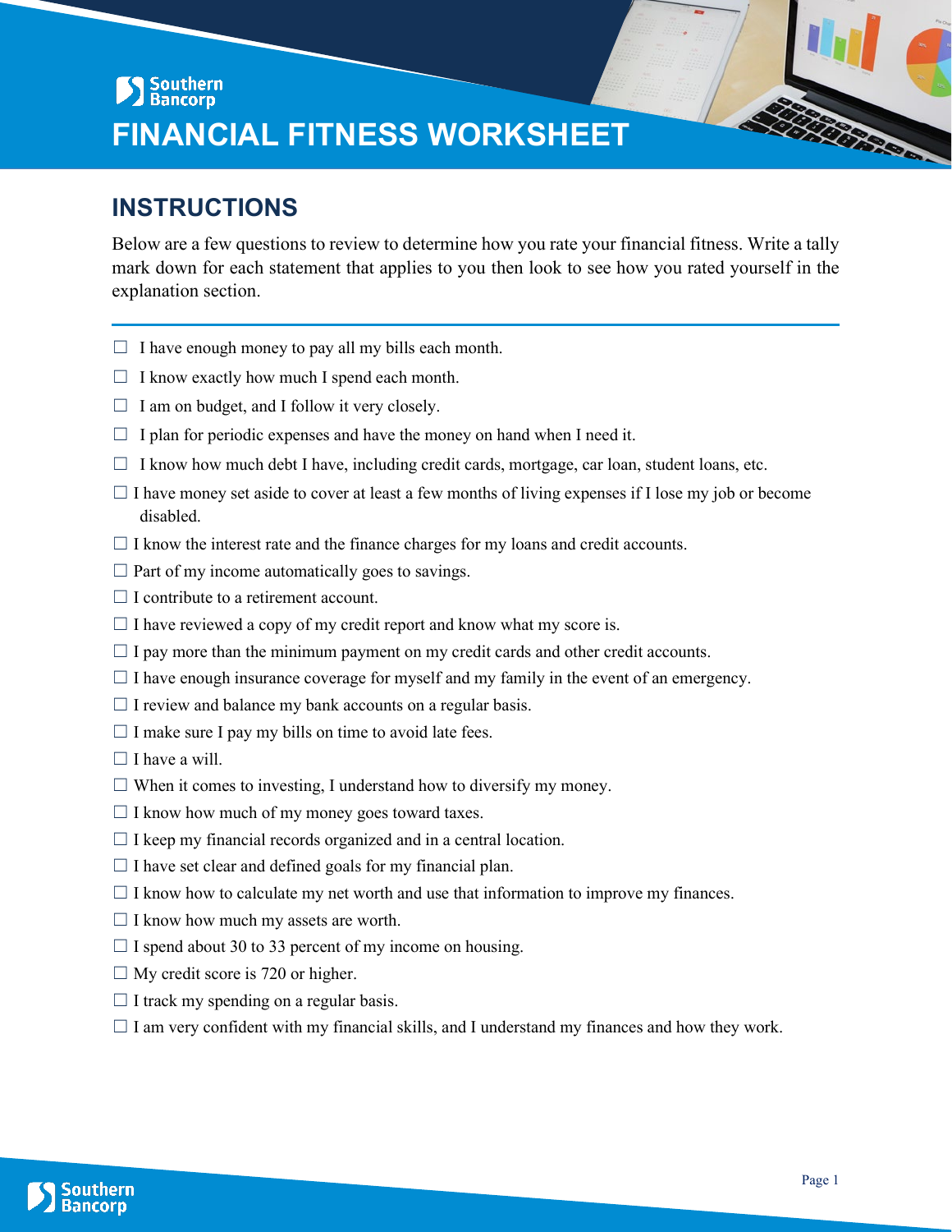Southern Bancorp

# FINANCIAL FITNESS WORKSHEET

## INSTRUCTIONS

Below are a few questions to review to determine how you rate your financial fitness. Write a tally mark down for each statement that applies to you then look to see how you rated yourself in the explanation section.

---

- ☐ I have enough money to pay all my bills each month.
- ☐ I know exactly how much I spend each month.
- ☐ I am on budget, and I follow it very closely.
- ☐ I plan for periodic expenses and have the money on hand when I need it.
- ☐ I know how much debt I have, including credit cards, mortgage, car loan, student loans, etc.
- ☐ I have money set aside to cover at least a few months of living expenses if I lose my job or become disabled.
- ☐ I know the interest rate and the finance charges for my loans and credit accounts.
- ☐ Part of my income automatically goes to savings.
- ☐ I contribute to a retirement account.
- ☐ I have reviewed a copy of my credit report and know what my score is.
- ☐ I pay more than the minimum payment on my credit cards and other credit accounts.
- ☐ I have enough insurance coverage for myself and my family in the event of an emergency.
- ☐ I review and balance my bank accounts on a regular basis.
- ☐ I make sure I pay my bills on time to avoid late fees.
- ☐ I have a will.
- ☐ When it comes to investing, I understand how to diversify my money.
- ☐ I know how much of my money goes toward taxes.
- ☐ I keep my financial records organized and in a central location.
- ☐ I have set clear and defined goals for my financial plan.
- ☐ I know how to calculate my net worth and use that information to improve my finances.
- ☐ I know how much my assets are worth.
- ☐ I spend about 30 to 33 percent of my income on housing.
- ☐ My credit score is 720 or higher.
- ☐ I track my spending on a regular basis.
- ☐ I am very confident with my financial skills, and I understand my finances and how they work.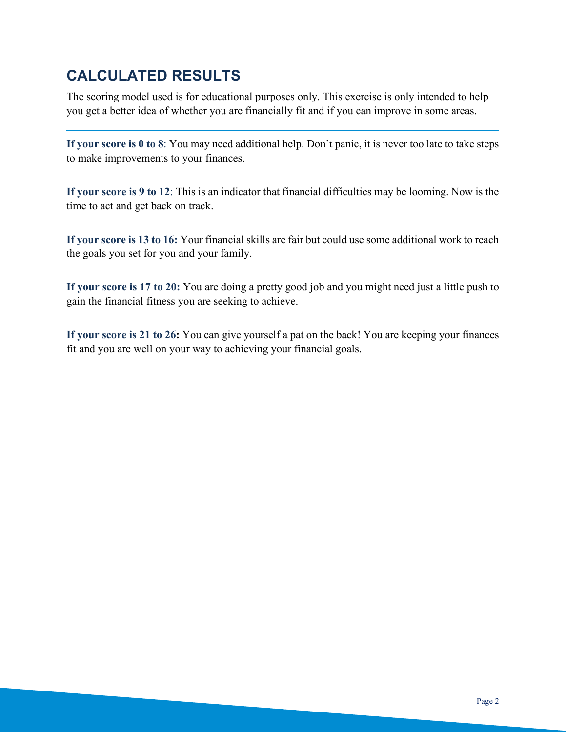## CALCULATED RESULTS

The scoring model used is for educational purposes only. This exercise is only intended to help you get a better idea of whether you are financially fit and if you can improve in some areas.

---

**If your score is 0 to 8**: You may need additional help. Don't panic, it is never too late to take steps to make improvements to your finances.

**If your score is 9 to 12**: This is an indicator that financial difficulties may be looming. Now is the time to act and get back on track.

**If your score is 13 to 16:** Your financial skills are fair but could use some additional work to reach the goals you set for you and your family.

**If your score is 17 to 20:** You are doing a pretty good job and you might need just a little push to gain the financial fitness you are seeking to achieve.

**If your score is 21 to 26:** You can give yourself a pat on the back! You are keeping your finances fit and you are well on your way to achieving your financial goals.